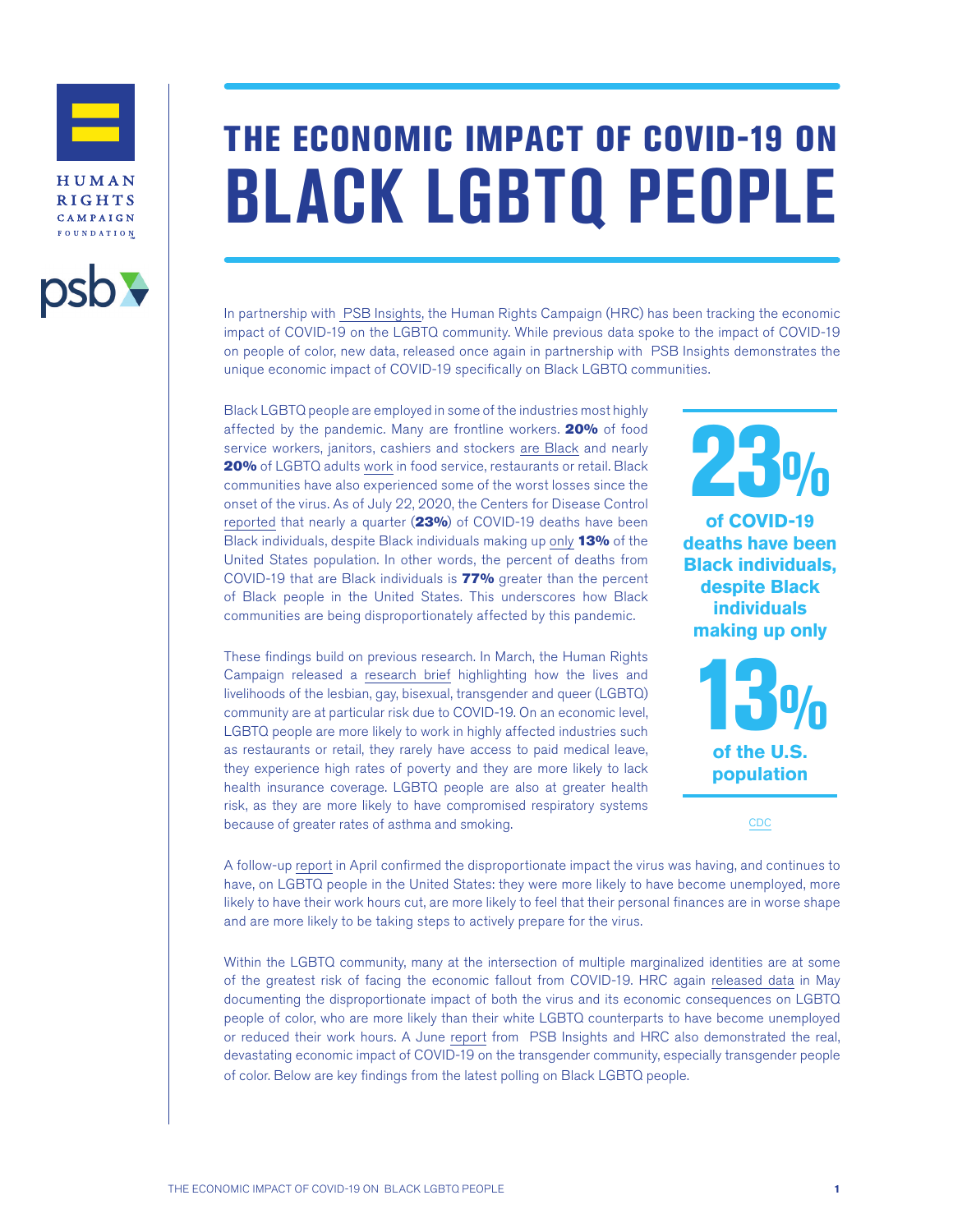HUMAN RIGHTS CAMPAIGN FOUNDATION

psb

# THE ECONOMIC IMPACT OF COVID-19 ON BLACK LGBTQ PEOPLE

In partnership with PSB Insights, the Human Rights Campaign (HRC) has been tracking the economic impact of COVID-19 on the LGBTQ community. While previous data spoke to the impact of COVID-19 on people of color, new data, released once again in partnership with PSB Insights demonstrates the unique economic impact of COVID-19 specifically on Black LGBTQ communities.

Black LGBTQ people are employed in some of the industries most highly affected by the pandemic. Many are frontline workers. **20%** of food service workers, janitors, cashiers and stockers are Black and nearly **20%** of LGBTQ adults work in food service, restaurants or retail. Black communities have also experienced some of the worst losses since the onset of the virus. As of July 22, 2020, the Centers for Disease Control reported that nearly a quarter (**23%**) of COVID-19 deaths have been Black individuals, despite Black individuals making up only **13%** of the United States population. In other words, the percent of deaths from COVID-19 that are Black individuals is **77%** greater than the percent of Black people in the United States. This underscores how Black communities are being disproportionately affected by this pandemic.

**23%**

**of COVID-19 deaths have been Black individuals, despite Black individuals making up only**

**13%**

**of the U.S. population**

CDC

These findings build on previous research. In March, the Human Rights Campaign released a research brief highlighting how the lives and livelihoods of the lesbian, gay, bisexual, transgender and queer (LGBTQ) community are at particular risk due to COVID-19. On an economic level, LGBTQ people are more likely to work in highly affected industries such as restaurants or retail, they rarely have access to paid medical leave, they experience high rates of poverty and they are more likely to lack health insurance coverage. LGBTQ people are also at greater health risk, as they are more likely to have compromised respiratory systems because of greater rates of asthma and smoking.

A follow-up report in April confirmed the disproportionate impact the virus was having, and continues to have, on LGBTQ people in the United States: they were more likely to have become unemployed, more likely to have their work hours cut, are more likely to feel that their personal finances are in worse shape and are more likely to be taking steps to actively prepare for the virus.

Within the LGBTQ community, many at the intersection of multiple marginalized identities are at some of the greatest risk of facing the economic fallout from COVID-19. HRC again released data in May documenting the disproportionate impact of both the virus and its economic consequences on LGBTQ people of color, who are more likely than their white LGBTQ counterparts to have become unemployed or reduced their work hours. A June report from PSB Insights and HRC also demonstrated the real, devastating economic impact of COVID-19 on the transgender community, especially transgender people of color. Below are key findings from the latest polling on Black LGBTQ people.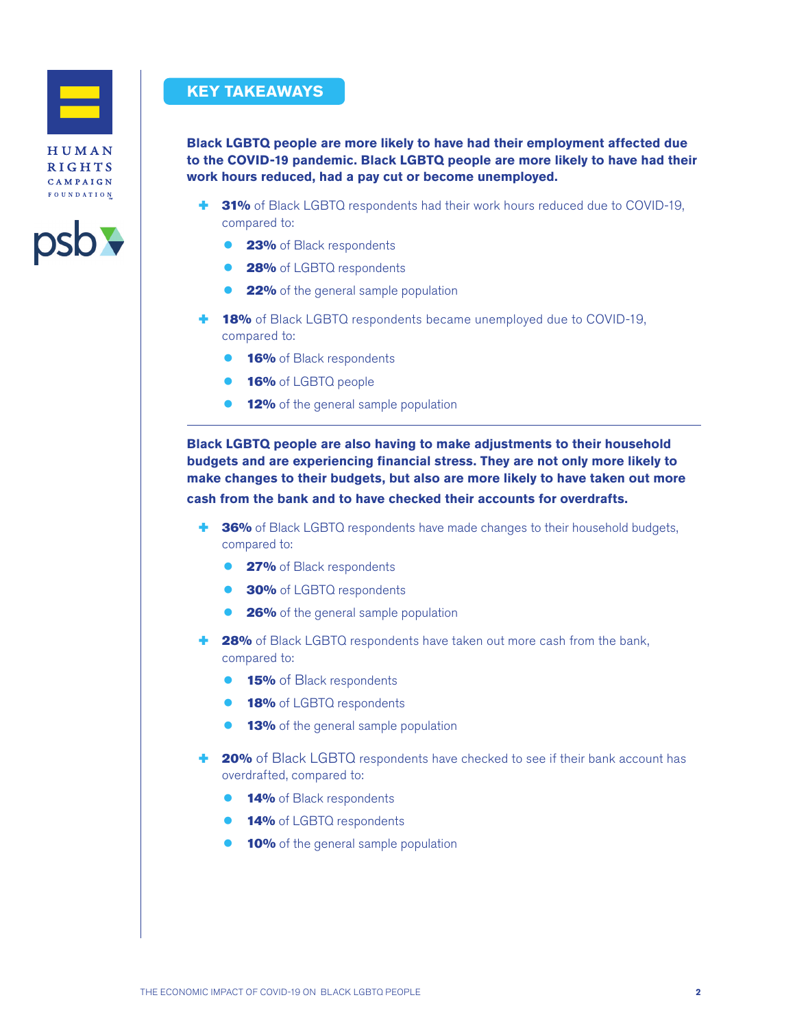## KEY TAKEAWAYS

**Black LGBTQ people are more likely to have had their employment affected due to the COVID-19 pandemic. Black LGBTQ people are more likely to have had their work hours reduced, had a pay cut or become unemployed.**

- **31%** of Black LGBTQ respondents had their work hours reduced due to COVID-19, compared to:
  - **23%** of Black respondents
  - **28%** of LGBTQ respondents
  - **22%** of the general sample population
- **18%** of Black LGBTQ respondents became unemployed due to COVID-19, compared to:
  - **16%** of Black respondents
  - **16%** of LGBTQ people
  - **12%** of the general sample population

---

**Black LGBTQ people are also having to make adjustments to their household budgets and are experiencing financial stress. They are not only more likely to make changes to their budgets, but also are more likely to have taken out more cash from the bank and to have checked their accounts for overdrafts.**

- **36%** of Black LGBTQ respondents have made changes to their household budgets, compared to:
  - **27%** of Black respondents
  - **30%** of LGBTQ respondents
  - **26%** of the general sample population
- **28%** of Black LGBTQ respondents have taken out more cash from the bank, compared to:
  - **15%** of Black respondents
  - **18%** of LGBTQ respondents
  - **13%** of the general sample population
- **20%** of Black LGBTQ respondents have checked to see if their bank account has overdrafted, compared to:
  - **14%** of Black respondents
  - **14%** of LGBTQ respondents
  - **10%** of the general sample population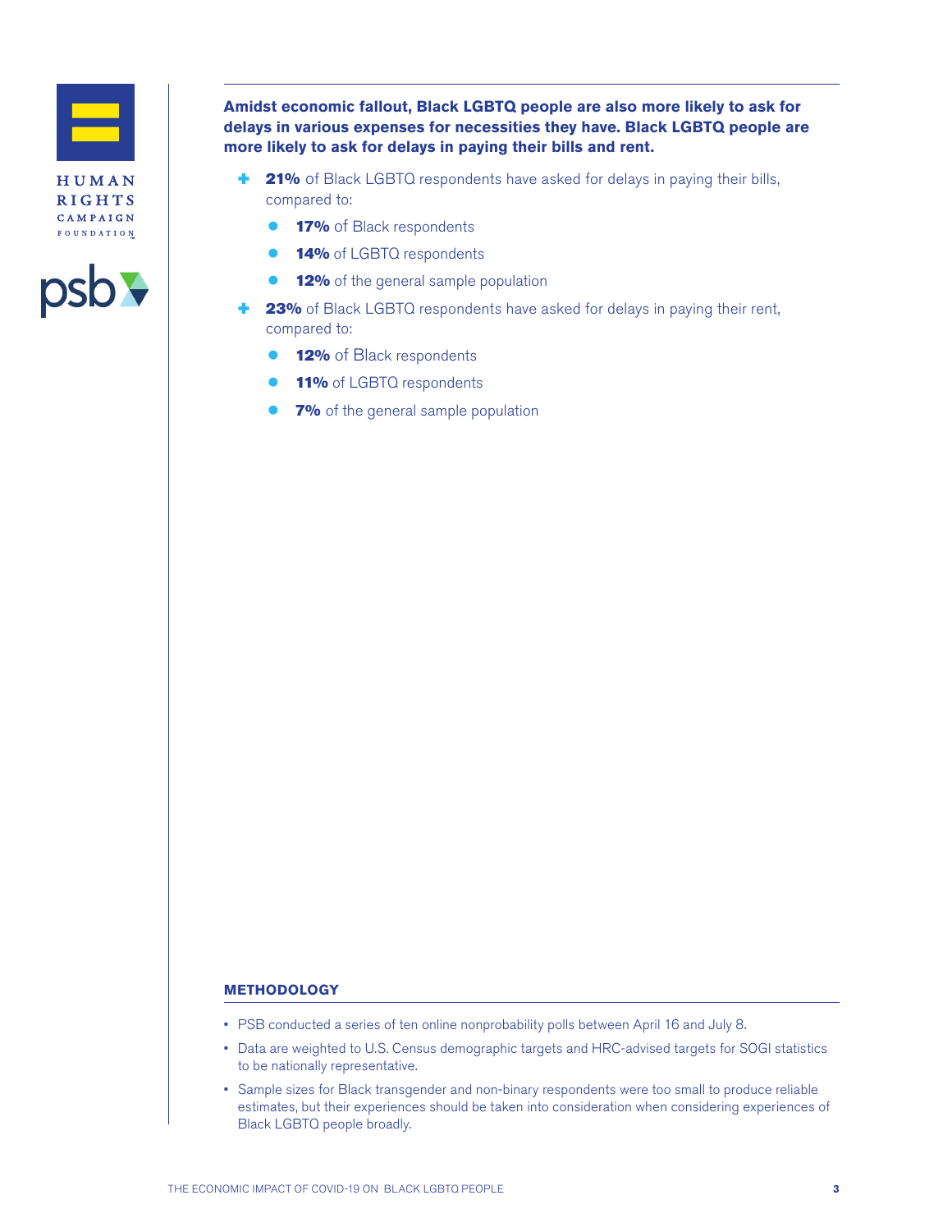**Amidst economic fallout, Black LGBTQ people are also more likely to ask for delays in various expenses for necessities they have. Black LGBTQ people are more likely to ask for delays in paying their bills and rent.**

- **21%** of Black LGBTQ respondents have asked for delays in paying their bills, compared to:
  - **17%** of Black respondents
  - **14%** of LGBTQ respondents
  - **12%** of the general sample population
- **23%** of Black LGBTQ respondents have asked for delays in paying their rent, compared to:
  - **12%** of Black respondents
  - **11%** of LGBTQ respondents
  - **7%** of the general sample population

## METHODOLOGY

- PSB conducted a series of ten online nonprobability polls between April 16 and July 8.
- Data are weighted to U.S. Census demographic targets and HRC-advised targets for SOGI statistics to be nationally representative.
- Sample sizes for Black transgender and non-binary respondents were too small to produce reliable estimates, but their experiences should be taken into consideration when considering experiences of Black LGBTQ people broadly.